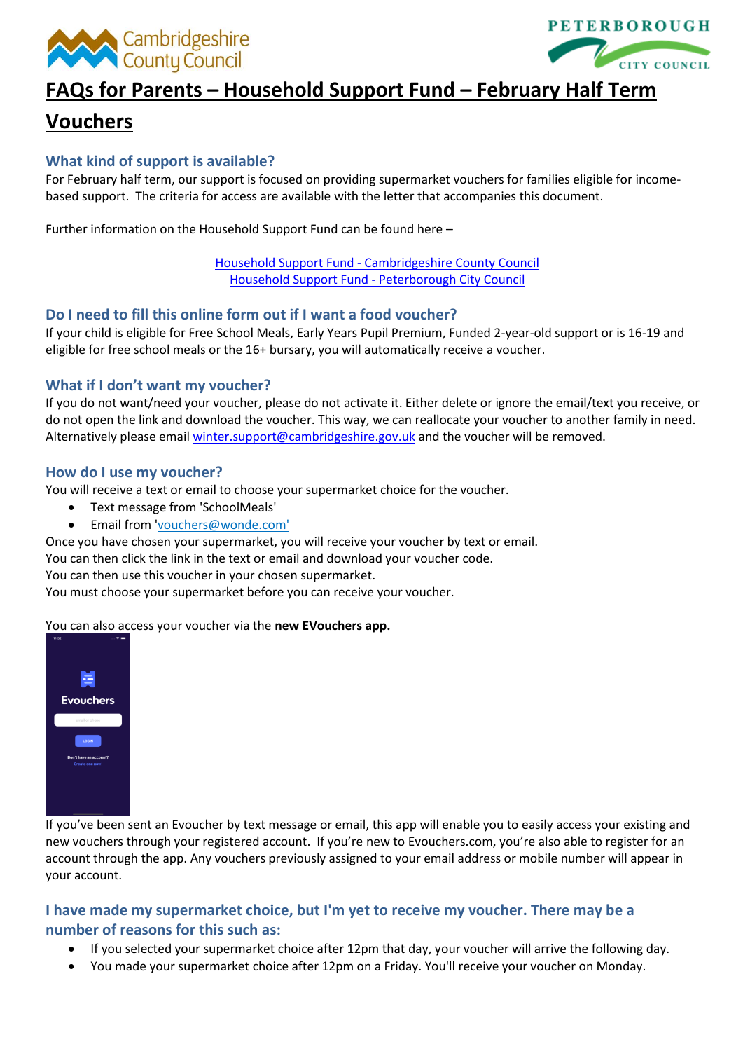# FAQs for Parents – Household Support Fund – February Half Term Vouchers

## What kind of support is available?

For February half term, our support is focused on providing supermarket vouchers for families eligible for income-based support. The criteria for access are available with the letter that accompanies this document.

Further information on the Household Support Fund can be found here –

[Household Support Fund - Cambridgeshire County Council](#)
[Household Support Fund - Peterborough City Council](#)

## Do I need to fill this online form out if I want a food voucher?

If your child is eligible for Free School Meals, Early Years Pupil Premium, Funded 2-year-old support or is 16-19 and eligible for free school meals or the 16+ bursary, you will automatically receive a voucher.

## What if I don't want my voucher?

If you do not want/need your voucher, please do not activate it. Either delete or ignore the email/text you receive, or do not open the link and download the voucher. This way, we can reallocate your voucher to another family in need. Alternatively please email winter.support@cambridgeshire.gov.uk and the voucher will be removed.

## How do I use my voucher?

You will receive a text or email to choose your supermarket choice for the voucher.

- Text message from 'SchoolMeals'
- Email from 'vouchers@wonde.com'

Once you have chosen your supermarket, you will receive your voucher by text or email.
You can then click the link in the text or email and download your voucher code.
You can then use this voucher in your chosen supermarket.
You must choose your supermarket before you can receive your voucher.

You can also access your voucher via the **new EVouchers app.**

If you've been sent an Evoucher by text message or email, this app will enable you to easily access your existing and new vouchers through your registered account. If you're new to Evouchers.com, you're also able to register for an account through the app. Any vouchers previously assigned to your email address or mobile number will appear in your account.

## I have made my supermarket choice, but I'm yet to receive my voucher. There may be a number of reasons for this such as:

- If you selected your supermarket choice after 12pm that day, your voucher will arrive the following day.
- You made your supermarket choice after 12pm on a Friday. You'll receive your voucher on Monday.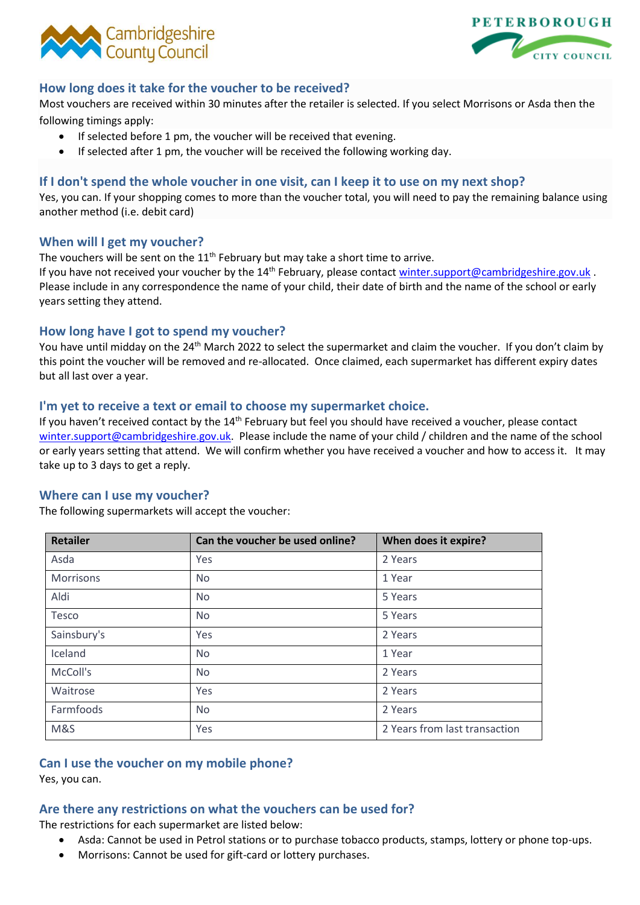## How long does it take for the voucher to be received?

Most vouchers are received within 30 minutes after the retailer is selected. If you select Morrisons or Asda then the following timings apply:

- If selected before 1 pm, the voucher will be received that evening.
- If selected after 1 pm, the voucher will be received the following working day.

## If I don't spend the whole voucher in one visit, can I keep it to use on my next shop?

Yes, you can. If your shopping comes to more than the voucher total, you will need to pay the remaining balance using another method (i.e. debit card)

## When will I get my voucher?

The vouchers will be sent on the 11th February but may take a short time to arrive.
If you have not received your voucher by the 14th February, please contact winter.support@cambridgeshire.gov.uk . Please include in any correspondence the name of your child, their date of birth and the name of the school or early years setting they attend.

## How long have I got to spend my voucher?

You have until midday on the 24th March 2022 to select the supermarket and claim the voucher. If you don't claim by this point the voucher will be removed and re-allocated. Once claimed, each supermarket has different expiry dates but all last over a year.

## I'm yet to receive a text or email to choose my supermarket choice.

If you haven't received contact by the 14th February but feel you should have received a voucher, please contact winter.support@cambridgeshire.gov.uk. Please include the name of your child / children and the name of the school or early years setting that attend. We will confirm whether you have received a voucher and how to access it. It may take up to 3 days to get a reply.

## Where can I use my voucher?

The following supermarkets will accept the voucher:

| Retailer | Can the voucher be used online? | When does it expire? |
|---|---|---|
| Asda | Yes | 2 Years |
| Morrisons | No | 1 Year |
| Aldi | No | 5 Years |
| Tesco | No | 5 Years |
| Sainsbury's | Yes | 2 Years |
| Iceland | No | 1 Year |
| McColl's | No | 2 Years |
| Waitrose | Yes | 2 Years |
| Farmfoods | No | 2 Years |
| M&S | Yes | 2 Years from last transaction |

## Can I use the voucher on my mobile phone?

Yes, you can.

## Are there any restrictions on what the vouchers can be used for?

The restrictions for each supermarket are listed below:

- Asda: Cannot be used in Petrol stations or to purchase tobacco products, stamps, lottery or phone top-ups.
- Morrisons: Cannot be used for gift-card or lottery purchases.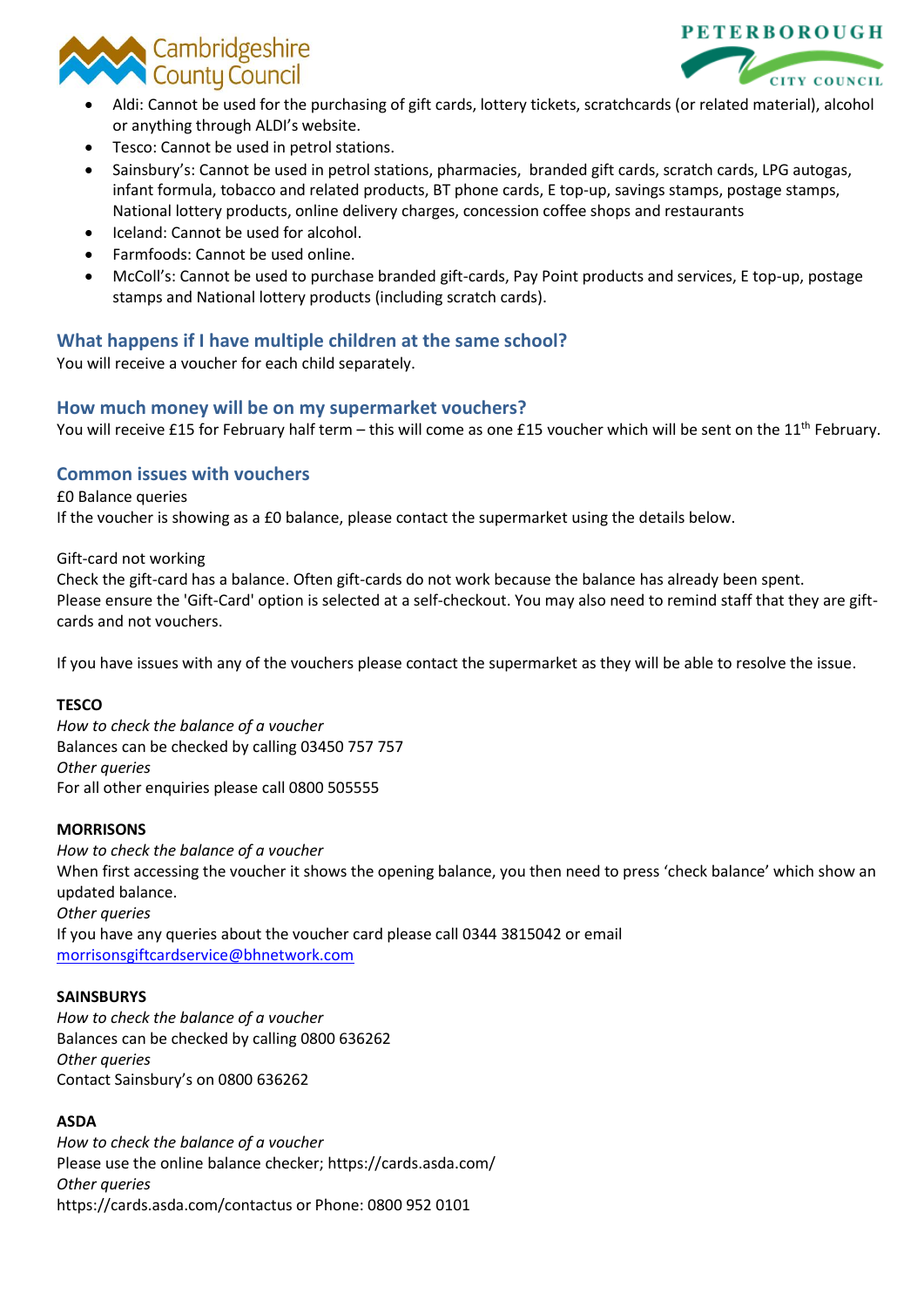- Aldi: Cannot be used for the purchasing of gift cards, lottery tickets, scratchcards (or related material), alcohol or anything through ALDI's website.
- Tesco: Cannot be used in petrol stations.
- Sainsbury's: Cannot be used in petrol stations, pharmacies, branded gift cards, scratch cards, LPG autogas, infant formula, tobacco and related products, BT phone cards, E top-up, savings stamps, postage stamps, National lottery products, online delivery charges, concession coffee shops and restaurants
- Iceland: Cannot be used for alcohol.
- Farmfoods: Cannot be used online.
- McColl's: Cannot be used to purchase branded gift-cards, Pay Point products and services, E top-up, postage stamps and National lottery products (including scratch cards).

## What happens if I have multiple children at the same school?

You will receive a voucher for each child separately.

## How much money will be on my supermarket vouchers?

You will receive £15 for February half term – this will come as one £15 voucher which will be sent on the 11th February.

## Common issues with vouchers

£0 Balance queries
If the voucher is showing as a £0 balance, please contact the supermarket using the details below.

Gift-card not working
Check the gift-card has a balance. Often gift-cards do not work because the balance has already been spent. Please ensure the 'Gift-Card' option is selected at a self-checkout. You may also need to remind staff that they are gift-cards and not vouchers.

If you have issues with any of the vouchers please contact the supermarket as they will be able to resolve the issue.

**TESCO**
*How to check the balance of a voucher*
Balances can be checked by calling 03450 757 757
*Other queries*
For all other enquiries please call 0800 505555

**MORRISONS**
*How to check the balance of a voucher*
When first accessing the voucher it shows the opening balance, you then need to press 'check balance' which show an updated balance.
*Other queries*
If you have any queries about the voucher card please call 0344 3815042 or email morrisonsgiftcardservice@bhnetwork.com

**SAINSBURYS**
*How to check the balance of a voucher*
Balances can be checked by calling 0800 636262
*Other queries*
Contact Sainsbury's on 0800 636262

**ASDA**
*How to check the balance of a voucher*
Please use the online balance checker; https://cards.asda.com/
*Other queries*
https://cards.asda.com/contactus or Phone: 0800 952 0101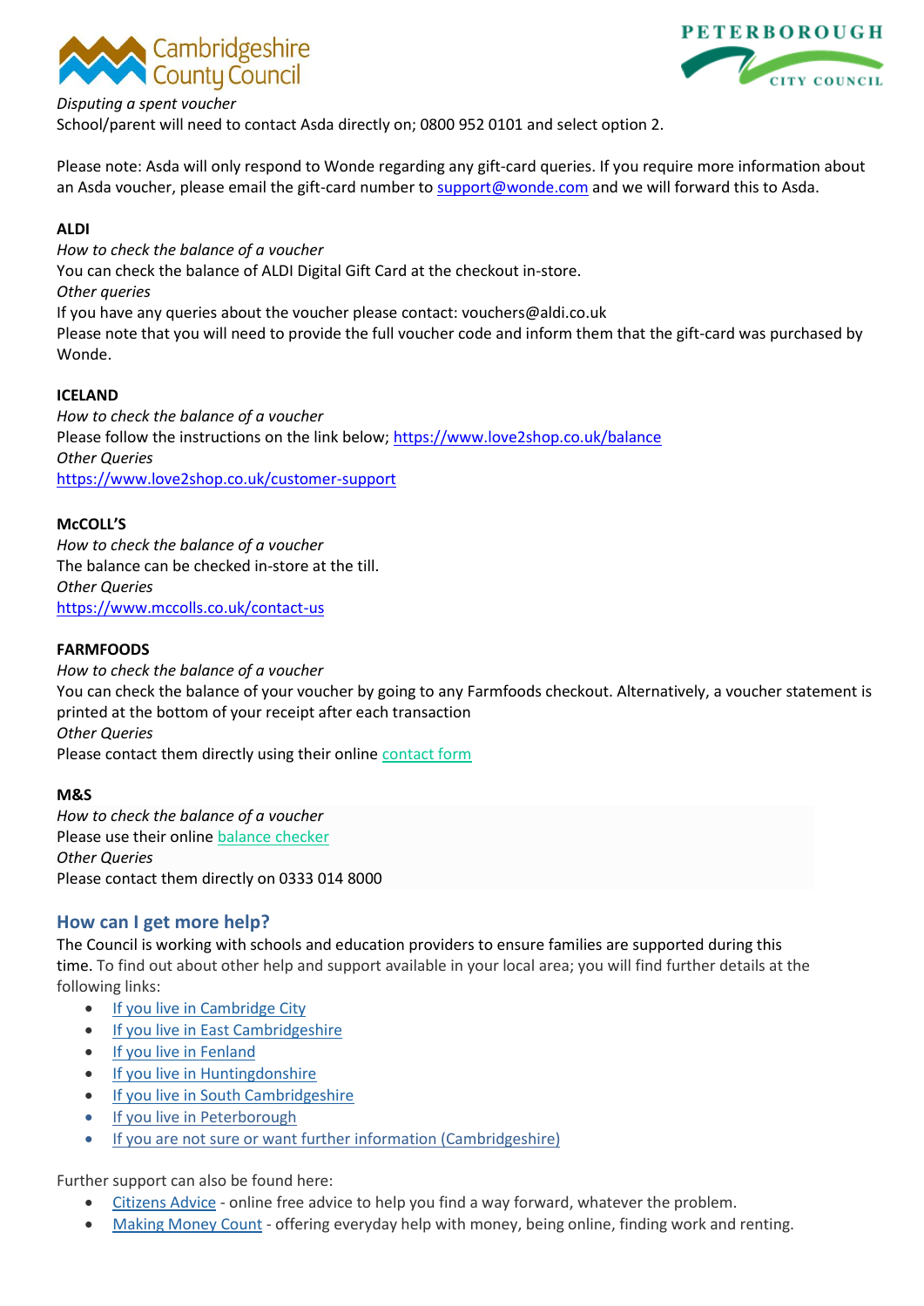*Disputing a spent voucher*
School/parent will need to contact Asda directly on; 0800 952 0101 and select option 2.

Please note: Asda will only respond to Wonde regarding any gift-card queries. If you require more information about an Asda voucher, please email the gift-card number to [support@wonde.com](mailto:support@wonde.com) and we will forward this to Asda.

**ALDI**
*How to check the balance of a voucher*
You can check the balance of ALDI Digital Gift Card at the checkout in-store.
*Other queries*
If you have any queries about the voucher please contact: vouchers@aldi.co.uk
Please note that you will need to provide the full voucher code and inform them that the gift-card was purchased by Wonde.

**ICELAND**
*How to check the balance of a voucher*
Please follow the instructions on the link below; [https://www.love2shop.co.uk/balance](https://www.love2shop.co.uk/balance)
*Other Queries*
[https://www.love2shop.co.uk/customer-support](https://www.love2shop.co.uk/customer-support)

**McCOLL'S**
*How to check the balance of a voucher*
The balance can be checked in-store at the till.
*Other Queries*
[https://www.mccolls.co.uk/contact-us](https://www.mccolls.co.uk/contact-us)

**FARMFOODS**
*How to check the balance of a voucher*
You can check the balance of your voucher by going to any Farmfoods checkout. Alternatively, a voucher statement is printed at the bottom of your receipt after each transaction
*Other Queries*
Please contact them directly using their online contact form

**M&S**
*How to check the balance of a voucher*
Please use their online balance checker
*Other Queries*
Please contact them directly on 0333 014 8000

## How can I get more help?

The Council is working with schools and education providers to ensure families are supported during this time. To find out about other help and support available in your local area; you will find further details at the following links:

- If you live in Cambridge City
- If you live in East Cambridgeshire
- If you live in Fenland
- If you live in Huntingdonshire
- If you live in South Cambridgeshire
- If you live in Peterborough
- If you are not sure or want further information (Cambridgeshire)

Further support can also be found here:

- Citizens Advice - online free advice to help you find a way forward, whatever the problem.
- Making Money Count - offering everyday help with money, being online, finding work and renting.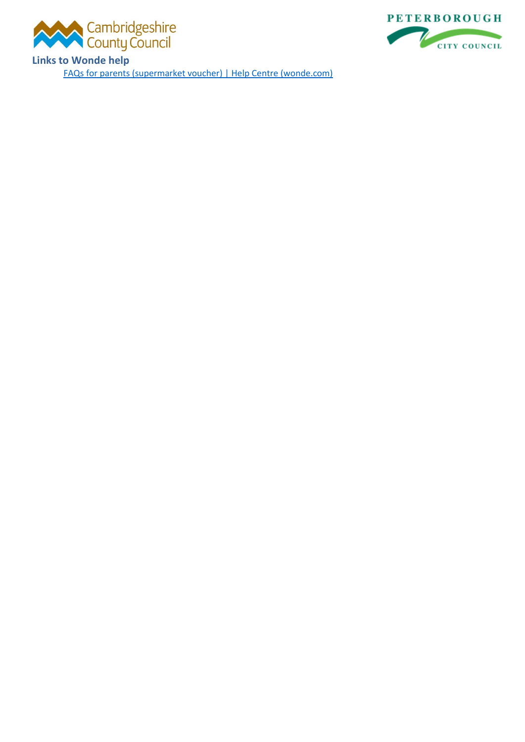**Links to Wonde help**

FAQs for parents (supermarket voucher) | Help Centre (wonde.com)